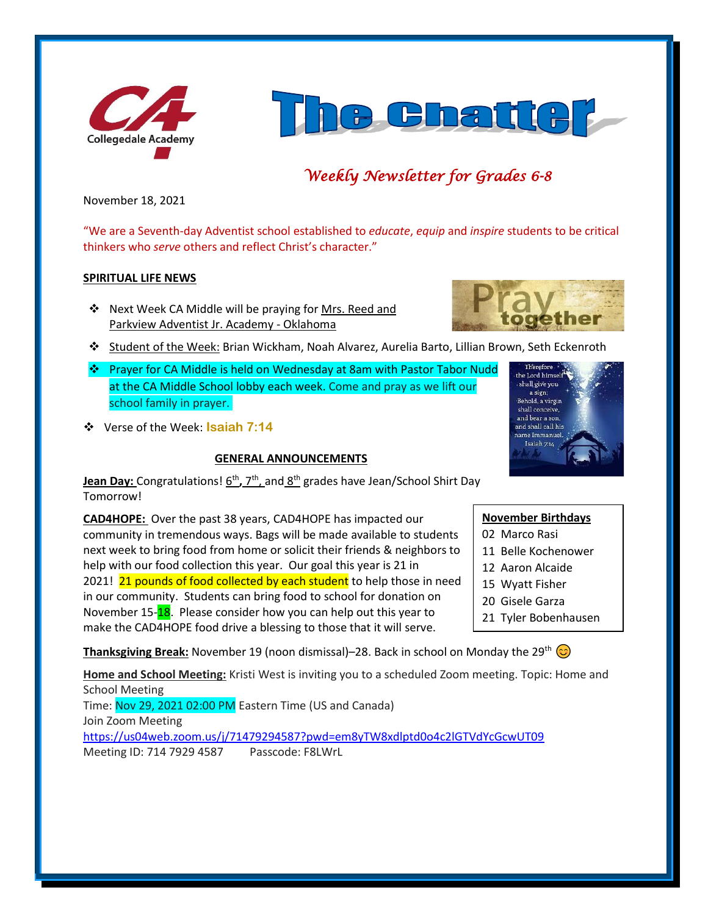Collegedale Academy

# The Chatter

*Weekly Newsletter for Grades 6-8*

November 18, 2021

"We are a Seventh-day Adventist school established to *educate*, *equip* and *inspire* students to be critical thinkers who *serve* others and reflect Christ's character."

## SPIRITUAL LIFE NEWS

- Next Week CA Middle will be praying for Mrs. Reed and Parkview Adventist Jr. Academy - Oklahoma
- Student of the Week: Brian Wickham, Noah Alvarez, Aurelia Barto, Lillian Brown, Seth Eckenroth
- Prayer for CA Middle is held on Wednesday at 8am with Pastor Tabor Nudd at the CA Middle School lobby each week. Come and pray as we lift our school family in prayer.
- Verse of the Week: **Isaiah 7:14**

Therefore the Lord himself shall give you a sign; Behold, a virgin shall conceive, and bear a son, and shall call his name Immanuel. Isaiah 7:14

## GENERAL ANNOUNCEMENTS

**Jean Day:** Congratulations! 6th, 7th, and 8th grades have Jean/School Shirt Day Tomorrow!

**CAD4HOPE:** Over the past 38 years, CAD4HOPE has impacted our community in tremendous ways. Bags will be made available to students next week to bring food from home or solicit their friends & neighbors to help with our food collection this year. Our goal this year is 21 in 2021! 21 pounds of food collected by each student to help those in need in our community. Students can bring food to school for donation on November 15-18. Please consider how you can help out this year to make the CAD4HOPE food drive a blessing to those that it will serve.

**November Birthdays**

02 Marco Rasi
11 Belle Kochenower
12 Aaron Alcaide
15 Wyatt Fisher
20 Gisele Garza
21 Tyler Bobenhausen

**Thanksgiving Break:** November 19 (noon dismissal)–28. Back in school on Monday the 29th 😊

**Home and School Meeting:** Kristi West is inviting you to a scheduled Zoom meeting. Topic: Home and School Meeting
Time: Nov 29, 2021 02:00 PM Eastern Time (US and Canada)
Join Zoom Meeting
https://us04web.zoom.us/j/71479294587?pwd=em8yTW8xdlptd0o4c2lGTVdYcGcwUT09
Meeting ID: 714 7929 4587 Passcode: F8LWrL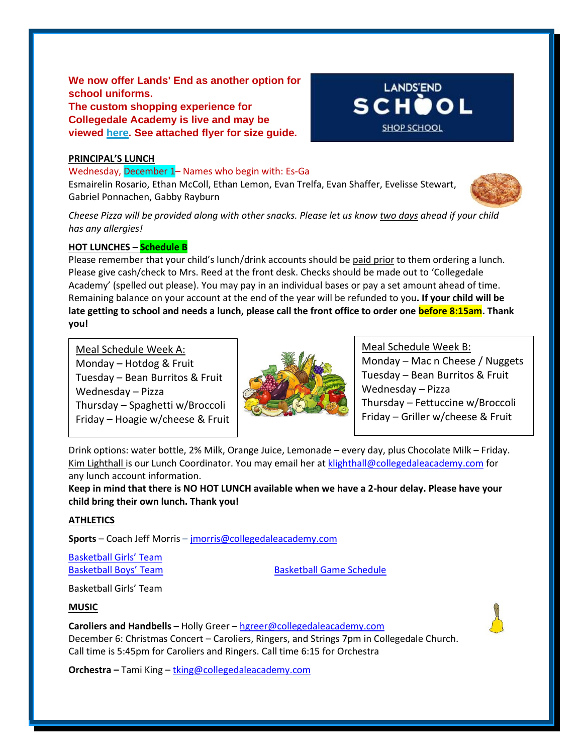**We now offer Lands' End as another option for school uniforms.**
**The custom shopping experience for Collegedale Academy is live and may be viewed here. See attached flyer for size guide.**

LANDS'END SCHOOL
SHOP SCHOOL

**PRINCIPAL'S LUNCH**

Wednesday, December 1– Names who begin with: Es-Ga

Esmairelin Rosario, Ethan McColl, Ethan Lemon, Evan Trelfa, Evan Shaffer, Evelisse Stewart, Gabriel Ponnachen, Gabby Rayburn

*Cheese Pizza will be provided along with other snacks. Please let us know two days ahead if your child has any allergies!*

**HOT LUNCHES – Schedule B**

Please remember that your child's lunch/drink accounts should be paid prior to them ordering a lunch. Please give cash/check to Mrs. Reed at the front desk. Checks should be made out to 'Collegedale Academy' (spelled out please). You may pay in an individual bases or pay a set amount ahead of time. Remaining balance on your account at the end of the year will be refunded to you**. If your child will be late getting to school and needs a lunch, please call the front office to order one before 8:15am. Thank you!**

Meal Schedule Week A:
Monday – Hotdog & Fruit
Tuesday – Bean Burritos & Fruit
Wednesday – Pizza
Thursday – Spaghetti w/Broccoli
Friday – Hoagie w/cheese & Fruit

Meal Schedule Week B:
Monday – Mac n Cheese / Nuggets
Tuesday – Bean Burritos & Fruit
Wednesday – Pizza
Thursday – Fettuccine w/Broccoli
Friday – Griller w/cheese & Fruit

Drink options: water bottle, 2% Milk, Orange Juice, Lemonade – every day, plus Chocolate Milk – Friday. Kim Lighthall is our Lunch Coordinator. You may email her at klighthall@collegedaleacademy.com for any lunch account information.

**Keep in mind that there is NO HOT LUNCH available when we have a 2-hour delay. Please have your child bring their own lunch. Thank you!**

**ATHLETICS**

**Sports** – Coach Jeff Morris – jmorris@collegedaleacademy.com

Basketball Girls' Team
Basketball Boys' Team

Basketball Game Schedule

Basketball Girls' Team

**MUSIC**

**Carolers and Handbells –** Holly Greer – hgreer@collegedaleacademy.com

December 6: Christmas Concert – Carolers, Ringers, and Strings 7pm in Collegedale Church. Call time is 5:45pm for Carolers and Ringers. Call time 6:15 for Orchestra

**Orchestra –** Tami King – tking@collegedaleacademy.com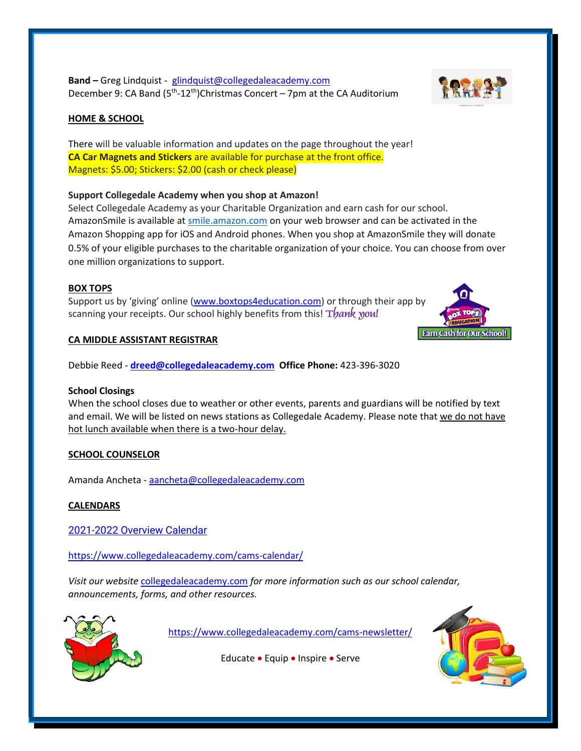**Band –** Greg Lindquist - glindquist@collegedaleacademy.com
December 9: CA Band ($5^{th}$-$12^{th}$)Christmas Concert – 7pm at the CA Auditorium

**HOME & SCHOOL**

There will be valuable information and updates on the page throughout the year!
**CA Car Magnets and Stickers** are available for purchase at the front office.
Magnets: $5.00; Stickers: $2.00 (cash or check please)

**Support Collegedale Academy when you shop at Amazon!**
Select Collegedale Academy as your Charitable Organization and earn cash for our school. AmazonSmile is available at smile.amazon.com on your web browser and can be activated in the Amazon Shopping app for iOS and Android phones. When you shop at AmazonSmile they will donate 0.5% of your eligible purchases to the charitable organization of your choice. You can choose from over one million organizations to support.

**BOX TOPS**
Support us by 'giving' online (www.boxtops4education.com) or through their app by scanning your receipts. Our school highly benefits from this! *Thank you!*

**CA MIDDLE ASSISTANT REGISTRAR**

Debbie Reed - **dreed@collegedaleacademy.com** **Office Phone:** 423-396-3020

**School Closings**
When the school closes due to weather or other events, parents and guardians will be notified by text and email. We will be listed on news stations as Collegedale Academy. Please note that we do not have hot lunch available when there is a two-hour delay.

**SCHOOL COUNSELOR**

Amanda Ancheta - aancheta@collegedaleacademy.com

**CALENDARS**

2021-2022 Overview Calendar

https://www.collegedaleacademy.com/cams-calendar/

*Visit our website collegedaleacademy.com for more information such as our school calendar, announcements, forms, and other resources.*

https://www.collegedaleacademy.com/cams-newsletter/

Educate • Equip • Inspire • Serve